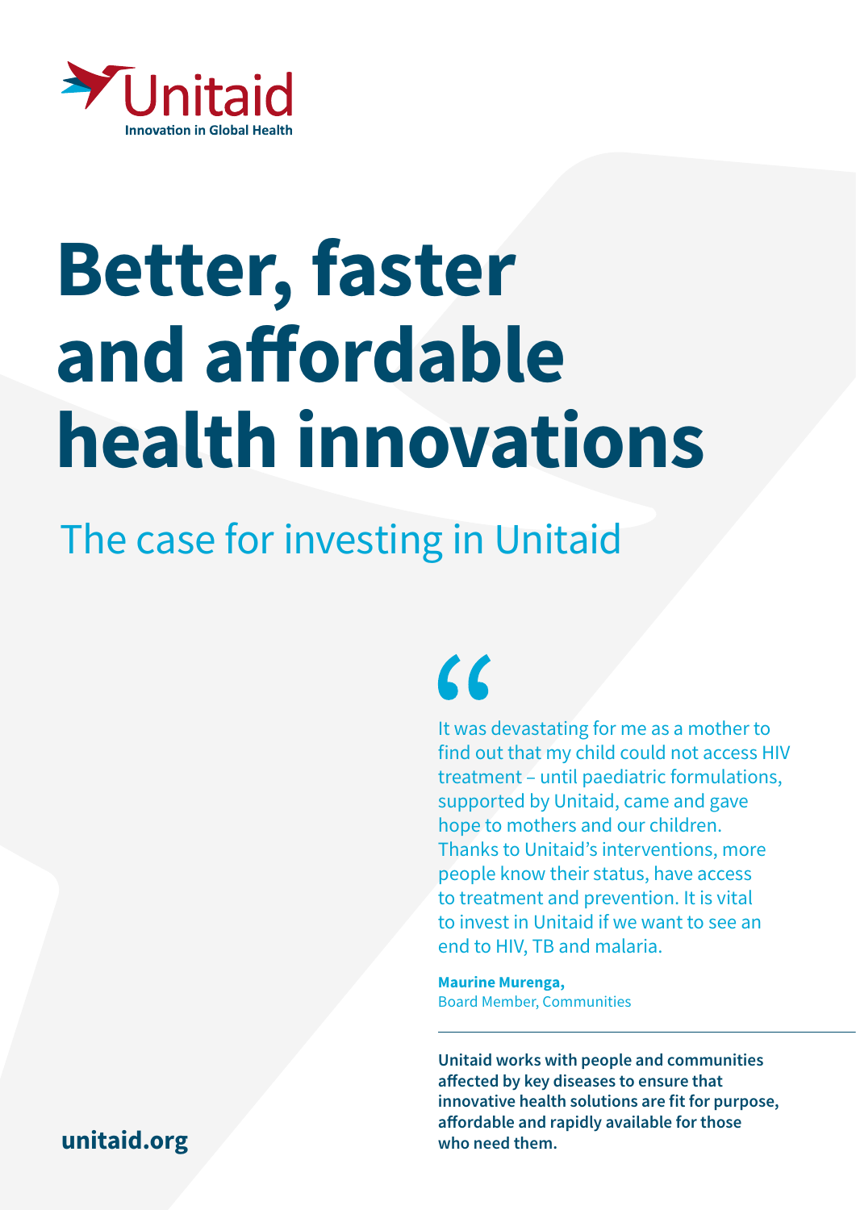Unitaid

Innovation in Global Health

# Better, faster and affordable health innovations

## The case for investing in Unitaid

> "It was devastating for me as a mother to find out that my child could not access HIV treatment – until paediatric formulations, supported by Unitaid, came and gave hope to mothers and our children. Thanks to Unitaid's interventions, more people know their status, have access to treatment and prevention. It is vital to invest in Unitaid if we want to see an end to HIV, TB and malaria.
>
> **Maurine Murenga,**
> Board Member, Communities

**Unitaid works with people and communities affected by key diseases to ensure that innovative health solutions are fit for purpose, affordable and rapidly available for those who need them.**

**unitaid.org**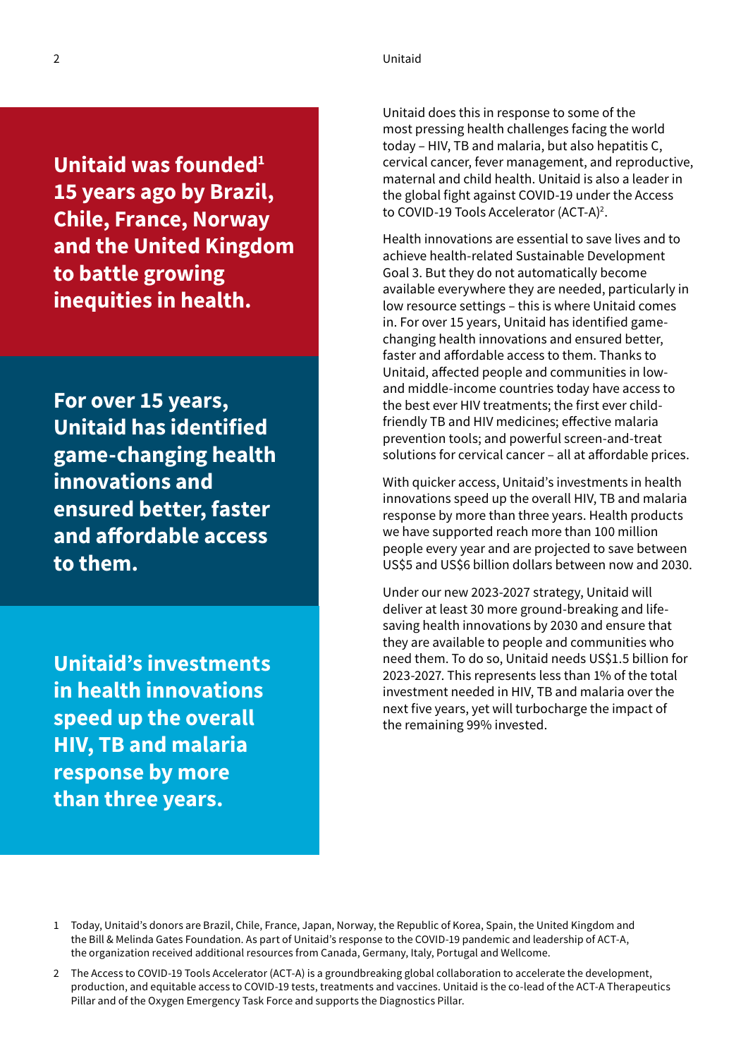**Unitaid was founded[1] 15 years ago by Brazil, Chile, France, Norway and the United Kingdom to battle growing inequities in health.**

**For over 15 years, Unitaid has identified game-changing health innovations and ensured better, faster and affordable access to them.**

**Unitaid's investments in health innovations speed up the overall HIV, TB and malaria response by more than three years.**

Unitaid does this in response to some of the most pressing health challenges facing the world today – HIV, TB and malaria, but also hepatitis C, cervical cancer, fever management, and reproductive, maternal and child health. Unitaid is also a leader in the global fight against COVID-19 under the Access to COVID-19 Tools Accelerator (ACT-A)[2].

Health innovations are essential to save lives and to achieve health-related Sustainable Development Goal 3. But they do not automatically become available everywhere they are needed, particularly in low resource settings – this is where Unitaid comes in. For over 15 years, Unitaid has identified game-changing health innovations and ensured better, faster and affordable access to them. Thanks to Unitaid, affected people and communities in low- and middle-income countries today have access to the best ever HIV treatments; the first ever child-friendly TB and HIV medicines; effective malaria prevention tools; and powerful screen-and-treat solutions for cervical cancer – all at affordable prices.

With quicker access, Unitaid's investments in health innovations speed up the overall HIV, TB and malaria response by more than three years. Health products we have supported reach more than 100 million people every year and are projected to save between US$5 and US$6 billion dollars between now and 2030.

Under our new 2023-2027 strategy, Unitaid will deliver at least 30 more ground-breaking and life-saving health innovations by 2030 and ensure that they are available to people and communities who need them. To do so, Unitaid needs US$1.5 billion for 2023-2027. This represents less than 1% of the total investment needed in HIV, TB and malaria over the next five years, yet will turbocharge the impact of the remaining 99% invested.

1 Today, Unitaid's donors are Brazil, Chile, France, Japan, Norway, the Republic of Korea, Spain, the United Kingdom and the Bill & Melinda Gates Foundation. As part of Unitaid's response to the COVID-19 pandemic and leadership of ACT-A, the organization received additional resources from Canada, Germany, Italy, Portugal and Wellcome.

2 The Access to COVID-19 Tools Accelerator (ACT-A) is a groundbreaking global collaboration to accelerate the development, production, and equitable access to COVID-19 tests, treatments and vaccines. Unitaid is the co-lead of the ACT-A Therapeutics Pillar and of the Oxygen Emergency Task Force and supports the Diagnostics Pillar.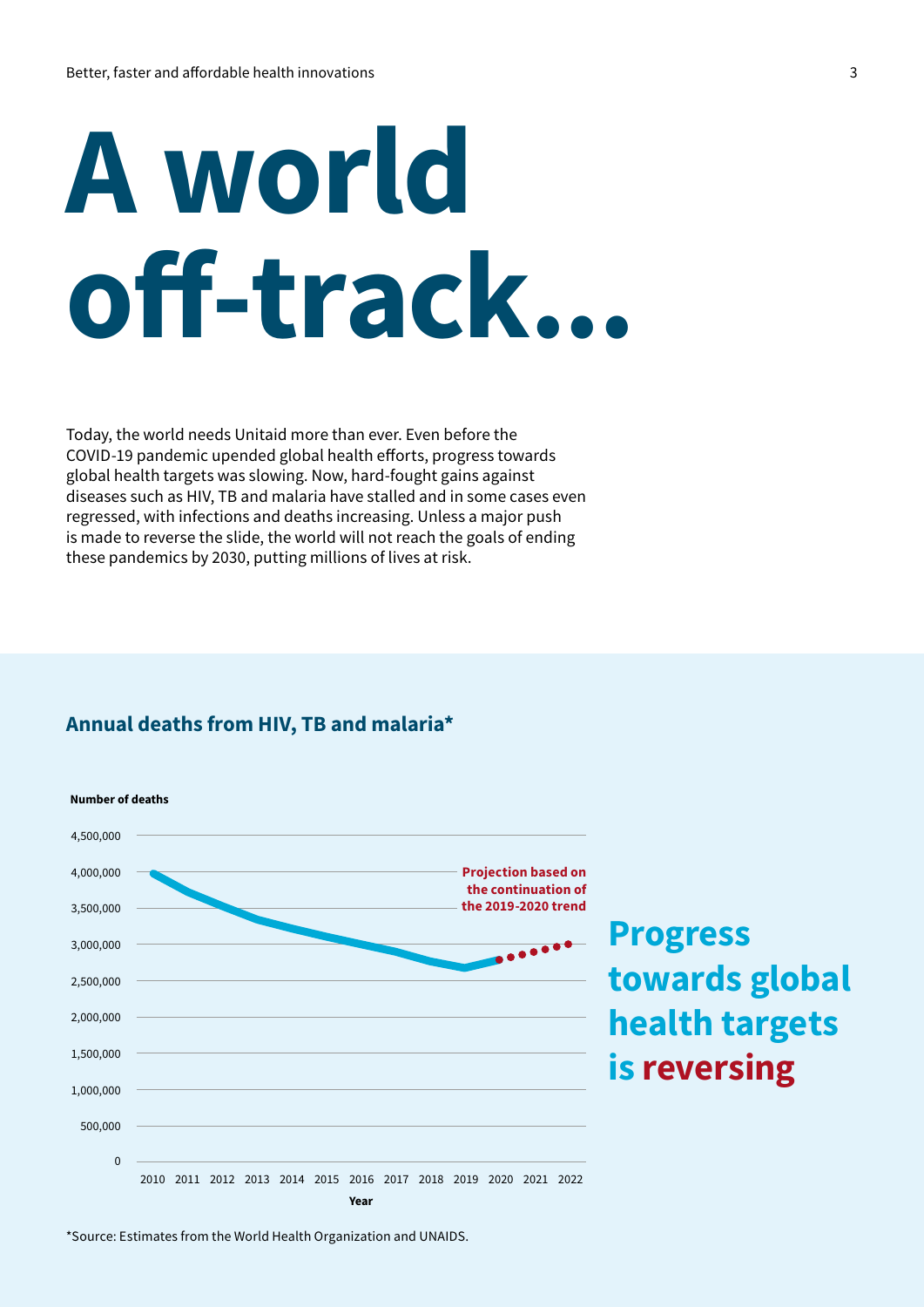# A world off-track...

Today, the world needs Unitaid more than ever. Even before the COVID-19 pandemic upended global health efforts, progress towards global health targets was slowing. Now, hard-fought gains against diseases such as HIV, TB and malaria have stalled and in some cases even regressed, with infections and deaths increasing. Unless a major push is made to reverse the slide, the world will not reach the goals of ending these pandemics by 2030, putting millions of lives at risk.

## Annual deaths from HIV, TB and malaria*

Number of deaths

4,500,000
4,000,000
3,500,000
3,000,000
2,500,000
2,000,000
1,500,000
1,000,000
500,000
0

2010 2011 2012 2013 2014 2015 2016 2017 2018 2019 2020 2021 2022

Year

**Projection based on the continuation of the 2019-2020 trend**

**Progress towards global health targets is reversing**

*Source: Estimates from the World Health Organization and UNAIDS.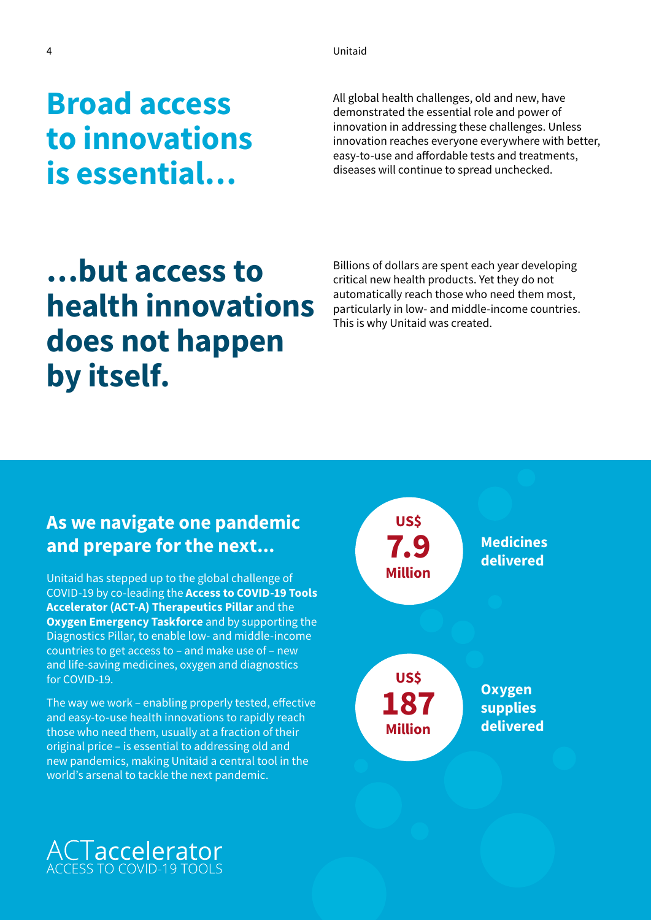# Broad access to innovations is essential…

All global health challenges, old and new, have demonstrated the essential role and power of innovation in addressing these challenges. Unless innovation reaches everyone everywhere with better, easy-to-use and affordable tests and treatments, diseases will continue to spread unchecked.

# …but access to health innovations does not happen by itself.

Billions of dollars are spent each year developing critical new health products. Yet they do not automatically reach those who need them most, particularly in low- and middle-income countries. This is why Unitaid was created.

## As we navigate one pandemic and prepare for the next…

Unitaid has stepped up to the global challenge of COVID-19 by co-leading the **Access to COVID-19 Tools Accelerator (ACT-A) Therapeutics Pillar** and the **Oxygen Emergency Taskforce** and by supporting the Diagnostics Pillar, to enable low- and middle-income countries to get access to – and make use of – new and life-saving medicines, oxygen and diagnostics for COVID-19.

The way we work – enabling properly tested, effective and easy-to-use health innovations to rapidly reach those who need them, usually at a fraction of their original price – is essential to addressing old and new pandemics, making Unitaid a central tool in the world's arsenal to tackle the next pandemic.

**US$ 7.9 Million** — **Medicines delivered**

**US$ 187 Million** — **Oxygen supplies delivered**

ACTaccelerator
ACCESS TO COVID-19 TOOLS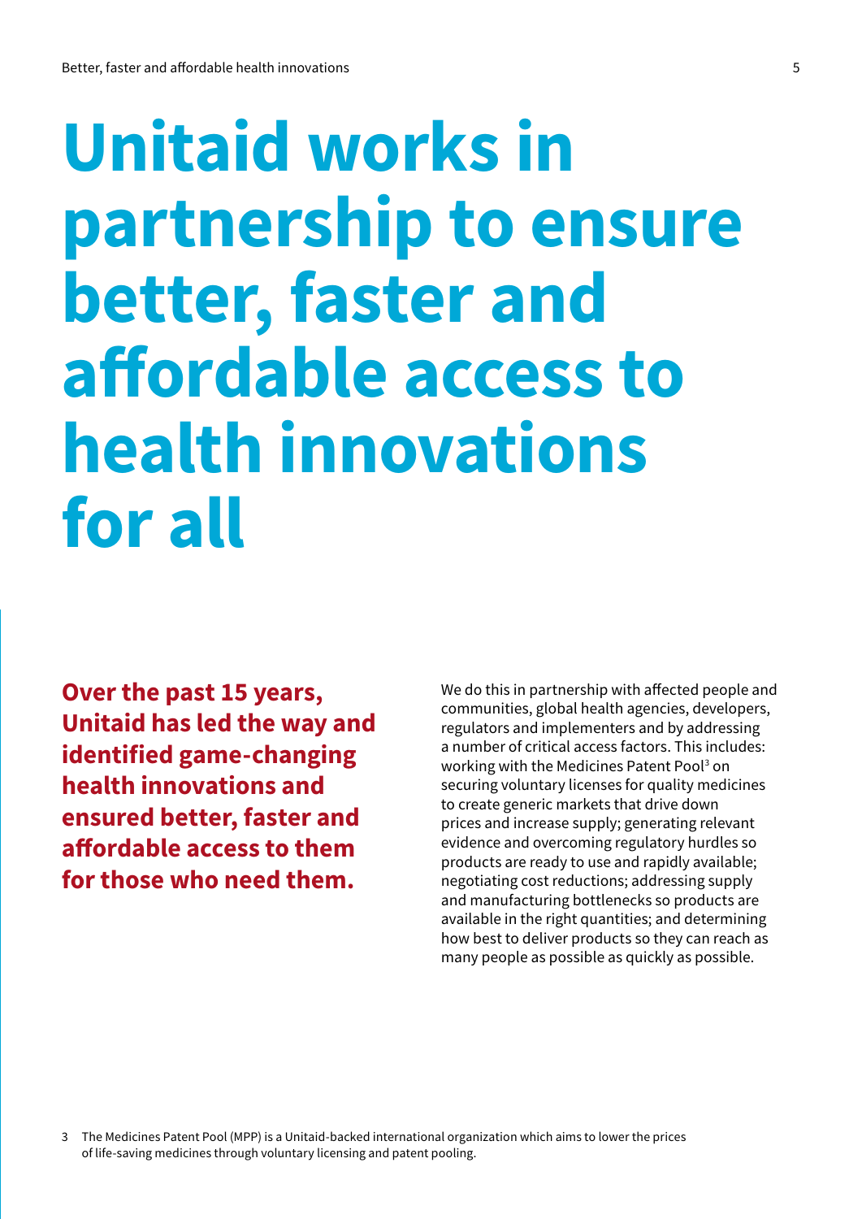# Unitaid works in partnership to ensure better, faster and affordable access to health innovations for all

**Over the past 15 years, Unitaid has led the way and identified game-changing health innovations and ensured better, faster and affordable access to them for those who need them.**

We do this in partnership with affected people and communities, global health agencies, developers, regulators and implementers and by addressing a number of critical access factors. This includes: working with the Medicines Patent Pool[3] on securing voluntary licenses for quality medicines to create generic markets that drive down prices and increase supply; generating relevant evidence and overcoming regulatory hurdles so products are ready to use and rapidly available; negotiating cost reductions; addressing supply and manufacturing bottlenecks so products are available in the right quantities; and determining how best to deliver products so they can reach as many people as possible as quickly as possible.

3 The Medicines Patent Pool (MPP) is a Unitaid-backed international organization which aims to lower the prices of life-saving medicines through voluntary licensing and patent pooling.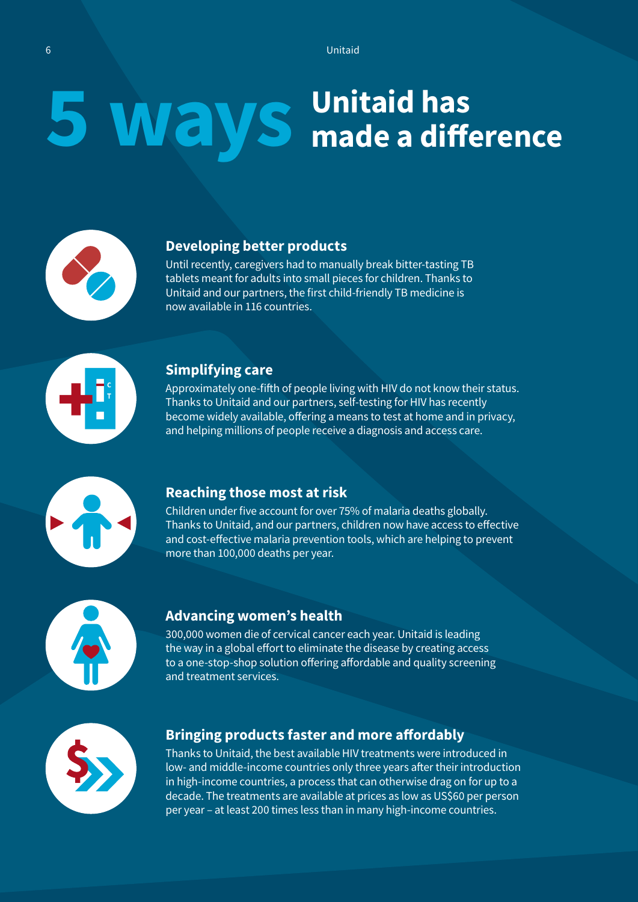# 5 ways Unitaid has made a difference

### Developing better products

Until recently, caregivers had to manually break bitter-tasting TB tablets meant for adults into small pieces for children. Thanks to Unitaid and our partners, the first child-friendly TB medicine is now available in 116 countries.

### Simplifying care

Approximately one-fifth of people living with HIV do not know their status. Thanks to Unitaid and our partners, self-testing for HIV has recently become widely available, offering a means to test at home and in privacy, and helping millions of people receive a diagnosis and access care.

### Reaching those most at risk

Children under five account for over 75% of malaria deaths globally. Thanks to Unitaid, and our partners, children now have access to effective and cost-effective malaria prevention tools, which are helping to prevent more than 100,000 deaths per year.

### Advancing women's health

300,000 women die of cervical cancer each year. Unitaid is leading the way in a global effort to eliminate the disease by creating access to a one-stop-shop solution offering affordable and quality screening and treatment services.

### Bringing products faster and more affordably

Thanks to Unitaid, the best available HIV treatments were introduced in low- and middle-income countries only three years after their introduction in high-income countries, a process that can otherwise drag on for up to a decade. The treatments are available at prices as low as US$60 per person per year – at least 200 times less than in many high-income countries.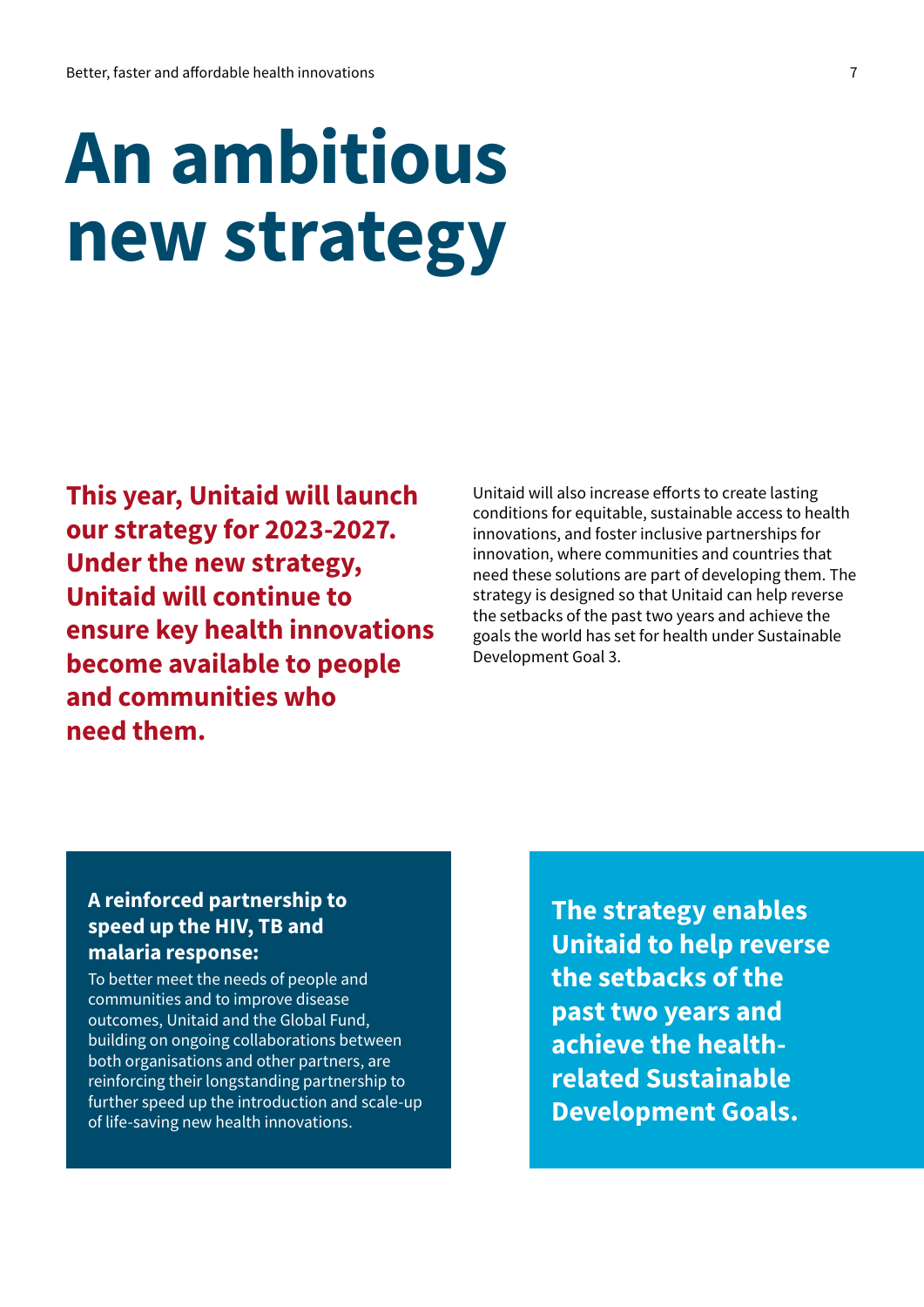# An ambitious new strategy

**This year, Unitaid will launch our strategy for 2023-2027. Under the new strategy, Unitaid will continue to ensure key health innovations become available to people and communities who need them.**

Unitaid will also increase efforts to create lasting conditions for equitable, sustainable access to health innovations, and foster inclusive partnerships for innovation, where communities and countries that need these solutions are part of developing them. The strategy is designed so that Unitaid can help reverse the setbacks of the past two years and achieve the goals the world has set for health under Sustainable Development Goal 3.

**A reinforced partnership to speed up the HIV, TB and malaria response:**
To better meet the needs of people and communities and to improve disease outcomes, Unitaid and the Global Fund, building on ongoing collaborations between both organisations and other partners, are reinforcing their longstanding partnership to further speed up the introduction and scale-up of life-saving new health innovations.

**The strategy enables Unitaid to help reverse the setbacks of the past two years and achieve the health-related Sustainable Development Goals.**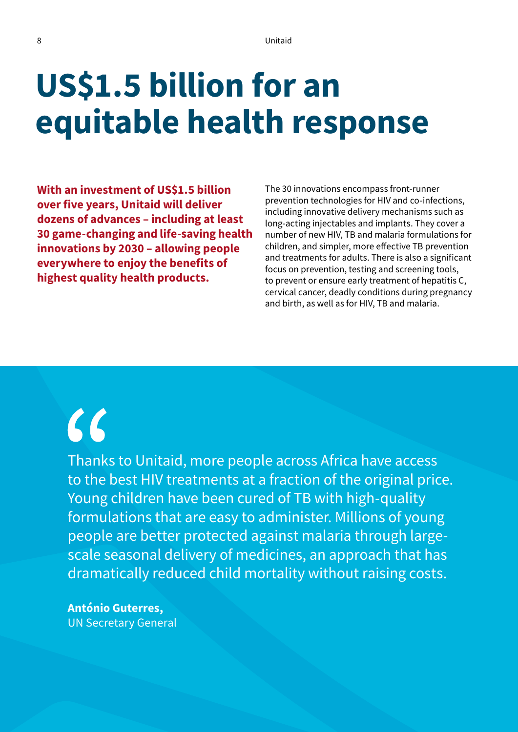# US$1.5 billion for an equitable health response

**With an investment of US$1.5 billion over five years, Unitaid will deliver dozens of advances – including at least 30 game-changing and life-saving health innovations by 2030 – allowing people everywhere to enjoy the benefits of highest quality health products.**

The 30 innovations encompass front-runner prevention technologies for HIV and co-infections, including innovative delivery mechanisms such as long-acting injectables and implants. They cover a number of new HIV, TB and malaria formulations for children, and simpler, more effective TB prevention and treatments for adults. There is also a significant focus on prevention, testing and screening tools, to prevent or ensure early treatment of hepatitis C, cervical cancer, deadly conditions during pregnancy and birth, as well as for HIV, TB and malaria.

> "Thanks to Unitaid, more people across Africa have access to the best HIV treatments at a fraction of the original price. Young children have been cured of TB with high-quality formulations that are easy to administer. Millions of young people are better protected against malaria through large-scale seasonal delivery of medicines, an approach that has dramatically reduced child mortality without raising costs.
>
> **António Guterres,**
> UN Secretary General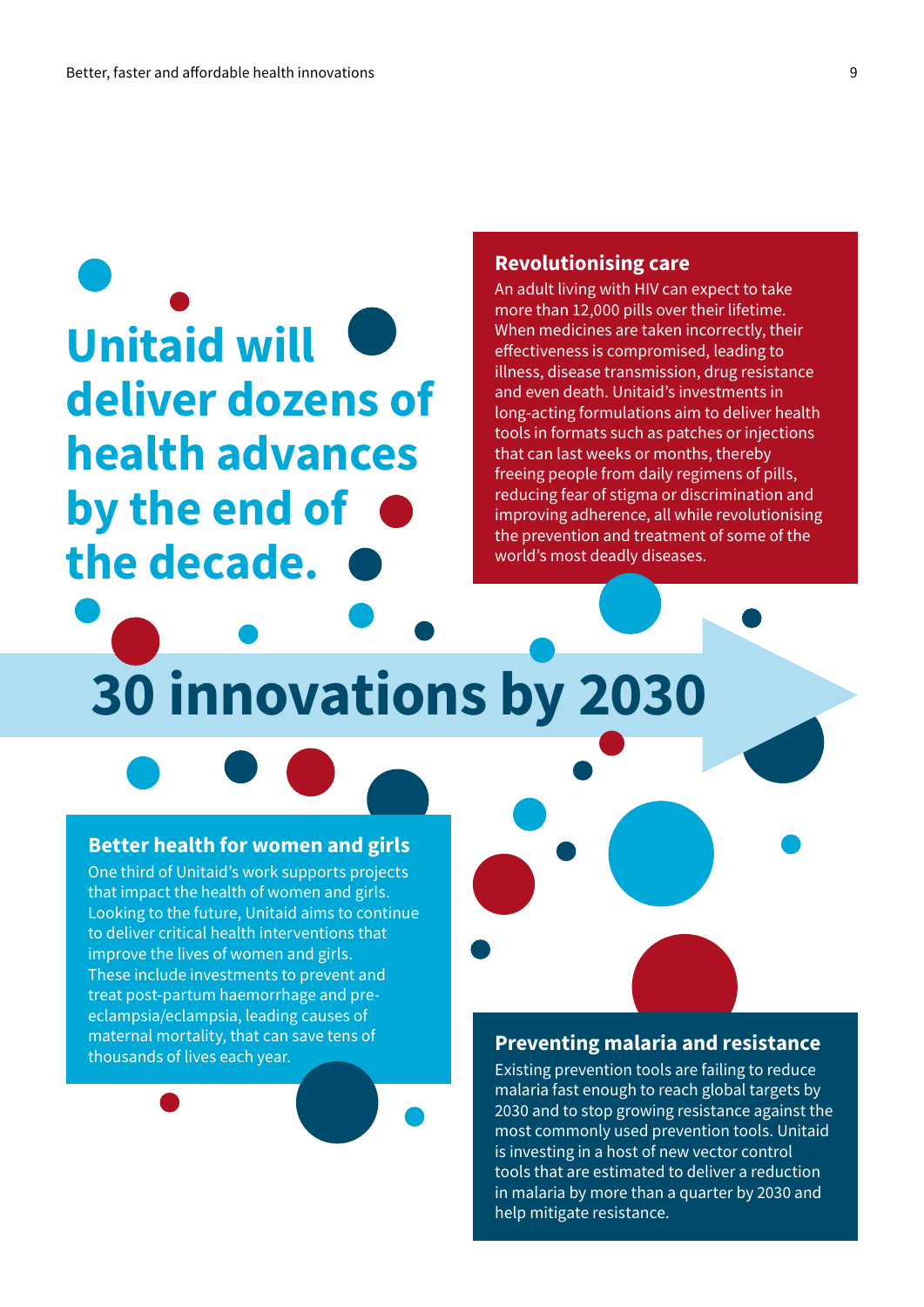# Unitaid will deliver dozens of health advances by the end of the decade.

## Revolutionising care

An adult living with HIV can expect to take more than 12,000 pills over their lifetime. When medicines are taken incorrectly, their effectiveness is compromised, leading to illness, disease transmission, drug resistance and even death. Unitaid's investments in long-acting formulations aim to deliver health tools in formats such as patches or injections that can last weeks or months, thereby freeing people from daily regimens of pills, reducing fear of stigma or discrimination and improving adherence, all while revolutionising the prevention and treatment of some of the world's most deadly diseases.

# 30 innovations by 2030

## Better health for women and girls

One third of Unitaid's work supports projects that impact the health of women and girls. Looking to the future, Unitaid aims to continue to deliver critical health interventions that improve the lives of women and girls. These include investments to prevent and treat post-partum haemorrhage and pre-eclampsia/eclampsia, leading causes of maternal mortality, that can save tens of thousands of lives each year.

## Preventing malaria and resistance

Existing prevention tools are failing to reduce malaria fast enough to reach global targets by 2030 and to stop growing resistance against the most commonly used prevention tools. Unitaid is investing in a host of new vector control tools that are estimated to deliver a reduction in malaria by more than a quarter by 2030 and help mitigate resistance.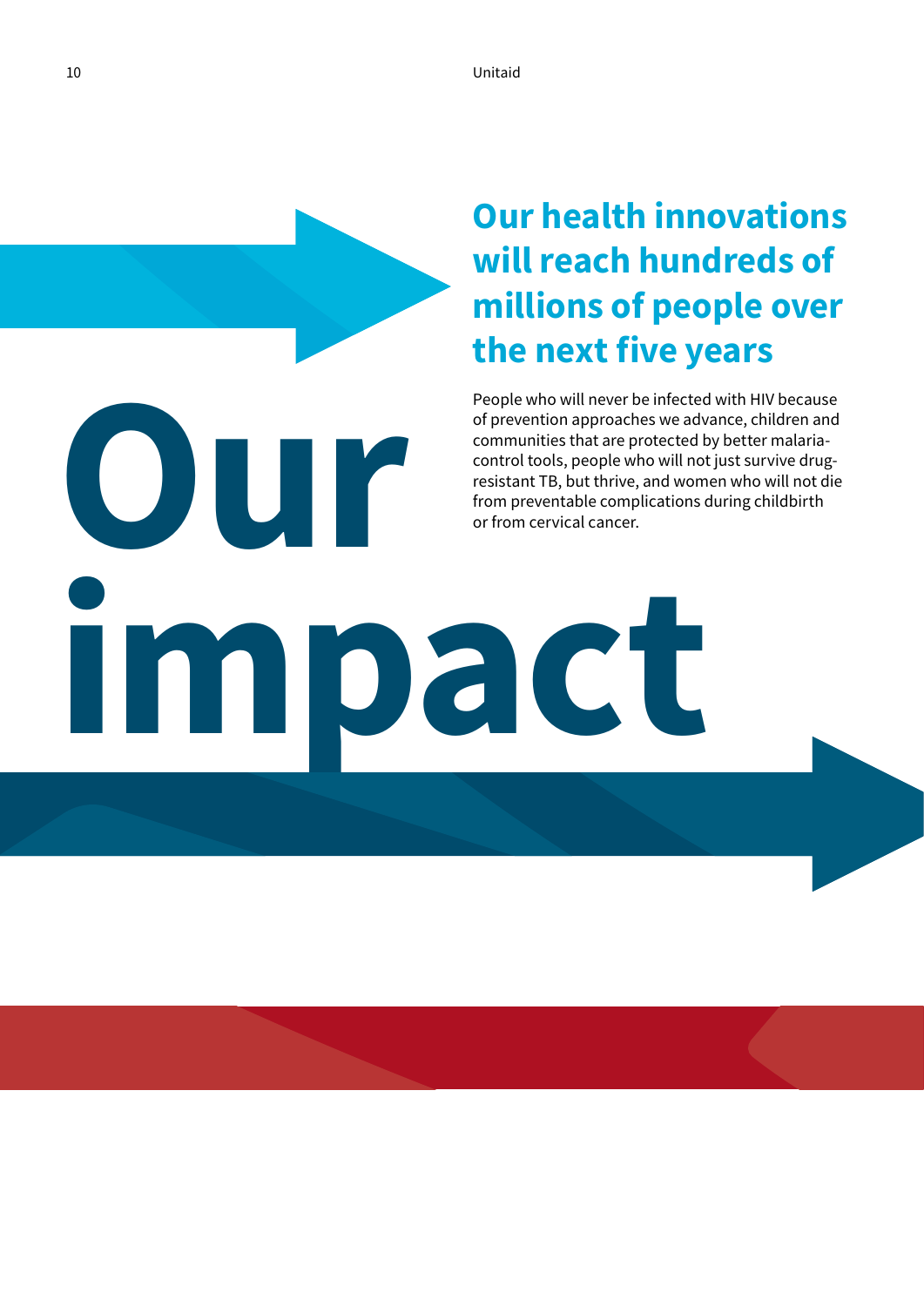# Our impact

## Our health innovations will reach hundreds of millions of people over the next five years

People who will never be infected with HIV because of prevention approaches we advance, children and communities that are protected by better malaria-control tools, people who will not just survive drug-resistant TB, but thrive, and women who will not die from preventable complications during childbirth or from cervical cancer.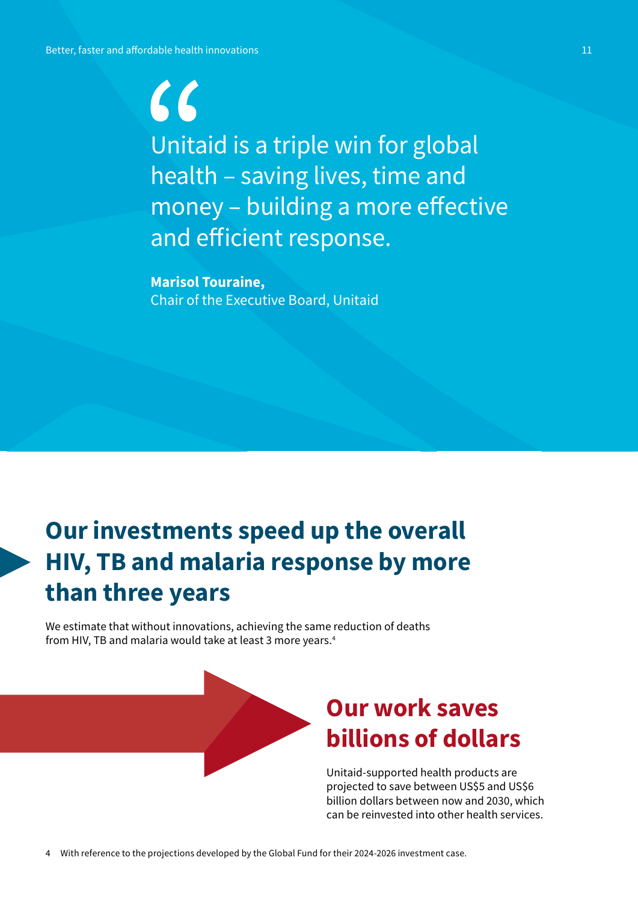> Unitaid is a triple win for global health – saving lives, time and money – building a more effective and efficient response.
>
> **Marisol Touraine,**
> Chair of the Executive Board, Unitaid

## Our investments speed up the overall HIV, TB and malaria response by more than three years

We estimate that without innovations, achieving the same reduction of deaths from HIV, TB and malaria would take at least 3 more years.[4]

## Our work saves billions of dollars

Unitaid-supported health products are projected to save between US$5 and US$6 billion dollars between now and 2030, which can be reinvested into other health services.

4 With reference to the projections developed by the Global Fund for their 2024-2026 investment case.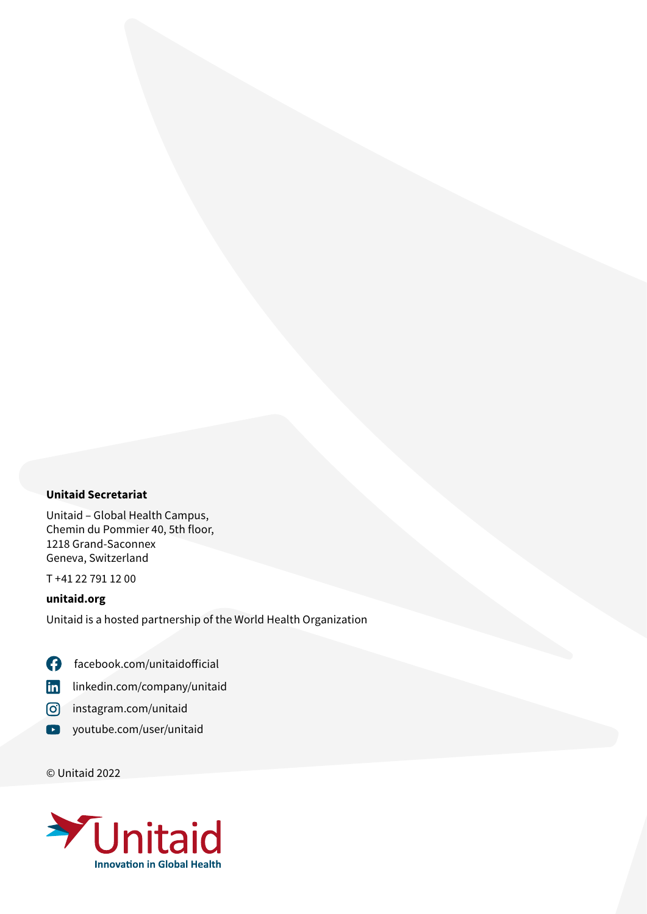**Unitaid Secretariat**

Unitaid – Global Health Campus,
Chemin du Pommier 40, 5th floor,
1218 Grand-Saconnex
Geneva, Switzerland

T +41 22 791 12 00

**unitaid.org**

Unitaid is a hosted partnership of the World Health Organization

facebook.com/unitaidofficial

linkedin.com/company/unitaid

instagram.com/unitaid

youtube.com/user/unitaid

© Unitaid 2022

Unitaid
Innovation in Global Health